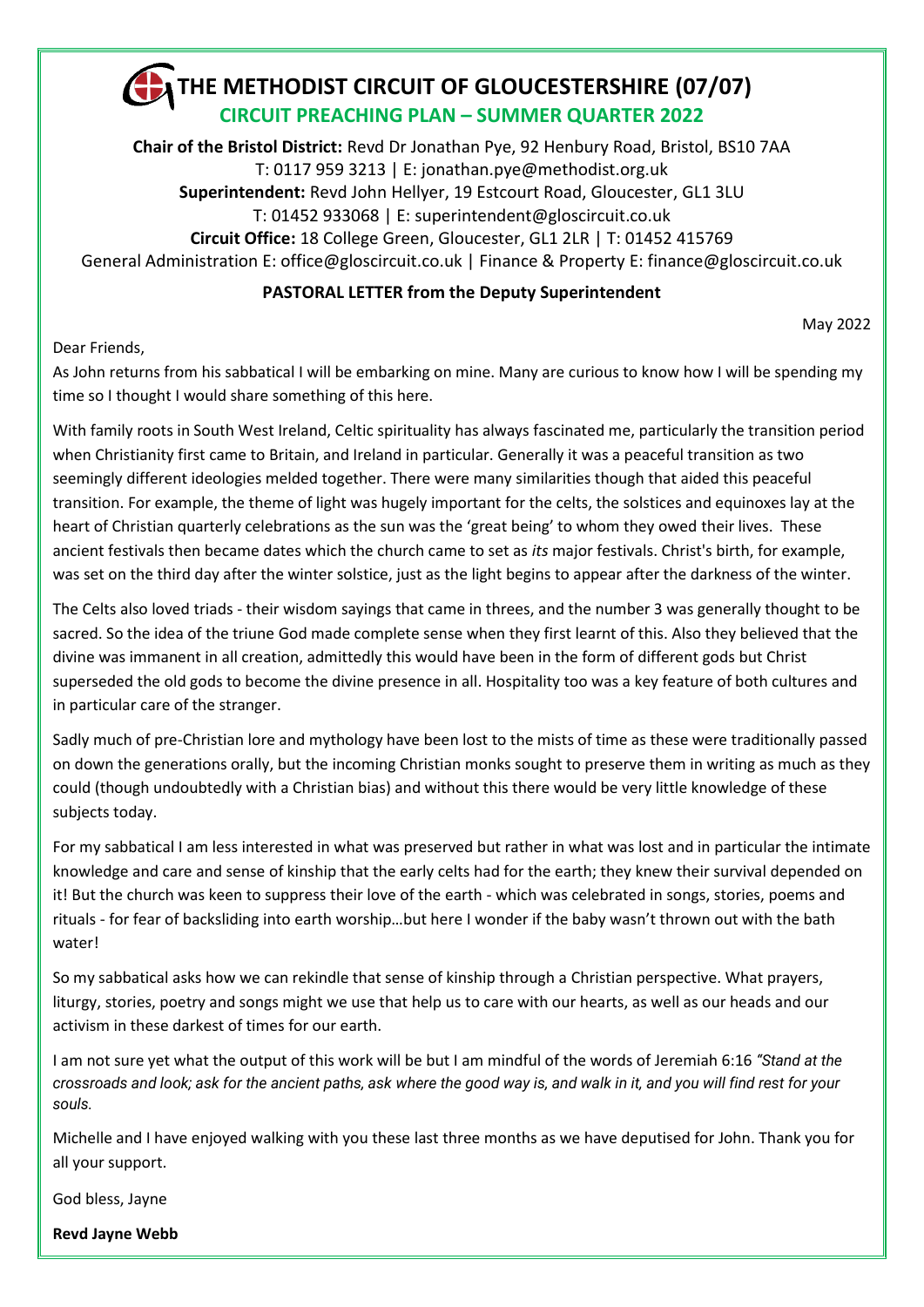# THE METHODIST CIRCUIT OF GLOUCESTERSHIRE (07/07)

## CIRCUIT PREACHING PLAN – SUMMER QUARTER 2022

**Chair of the Bristol District:** Revd Dr Jonathan Pye, 92 Henbury Road, Bristol, BS10 7AA
T: 0117 959 3213 | E: jonathan.pye@methodist.org.uk
**Superintendent:** Revd John Hellyer, 19 Estcourt Road, Gloucester, GL1 3LU
T: 01452 933068 | E: superintendent@gloscircuit.co.uk
**Circuit Office:** 18 College Green, Gloucester, GL1 2LR | T: 01452 415769
General Administration E: office@gloscircuit.co.uk | Finance & Property E: finance@gloscircuit.co.uk

### PASTORAL LETTER from the Deputy Superintendent

May 2022

Dear Friends,

As John returns from his sabbatical I will be embarking on mine. Many are curious to know how I will be spending my time so I thought I would share something of this here.

With family roots in South West Ireland, Celtic spirituality has always fascinated me, particularly the transition period when Christianity first came to Britain, and Ireland in particular. Generally it was a peaceful transition as two seemingly different ideologies melded together. There were many similarities though that aided this peaceful transition. For example, the theme of light was hugely important for the celts, the solstices and equinoxes lay at the heart of Christian quarterly celebrations as the sun was the 'great being' to whom they owed their lives. These ancient festivals then became dates which the church came to set as *its* major festivals. Christ's birth, for example, was set on the third day after the winter solstice, just as the light begins to appear after the darkness of the winter.

The Celts also loved triads - their wisdom sayings that came in threes, and the number 3 was generally thought to be sacred. So the idea of the triune God made complete sense when they first learnt of this. Also they believed that the divine was immanent in all creation, admittedly this would have been in the form of different gods but Christ superseded the old gods to become the divine presence in all. Hospitality too was a key feature of both cultures and in particular care of the stranger.

Sadly much of pre-Christian lore and mythology have been lost to the mists of time as these were traditionally passed on down the generations orally, but the incoming Christian monks sought to preserve them in writing as much as they could (though undoubtedly with a Christian bias) and without this there would be very little knowledge of these subjects today.

For my sabbatical I am less interested in what was preserved but rather in what was lost and in particular the intimate knowledge and care and sense of kinship that the early celts had for the earth; they knew their survival depended on it! But the church was keen to suppress their love of the earth - which was celebrated in songs, stories, poems and rituals - for fear of backsliding into earth worship…but here I wonder if the baby wasn't thrown out with the bath water!

So my sabbatical asks how we can rekindle that sense of kinship through a Christian perspective. What prayers, liturgy, stories, poetry and songs might we use that help us to care with our hearts, as well as our heads and our activism in these darkest of times for our earth.

I am not sure yet what the output of this work will be but I am mindful of the words of Jeremiah 6:16 *"Stand at the crossroads and look; ask for the ancient paths, ask where the good way is, and walk in it, and you will find rest for your souls.*

Michelle and I have enjoyed walking with you these last three months as we have deputised for John. Thank you for all your support.

God bless, Jayne

**Revd Jayne Webb**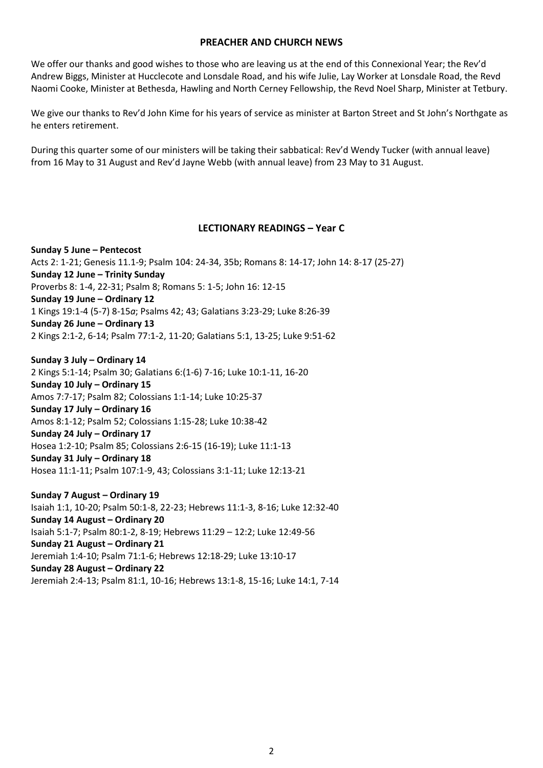## PREACHER AND CHURCH NEWS

We offer our thanks and good wishes to those who are leaving us at the end of this Connexional Year; the Rev'd Andrew Biggs, Minister at Hucclecote and Lonsdale Road, and his wife Julie, Lay Worker at Lonsdale Road, the Revd Naomi Cooke, Minister at Bethesda, Hawling and North Cerney Fellowship, the Revd Noel Sharp, Minister at Tetbury.

We give our thanks to Rev'd John Kime for his years of service as minister at Barton Street and St John's Northgate as he enters retirement.

During this quarter some of our ministers will be taking their sabbatical: Rev'd Wendy Tucker (with annual leave) from 16 May to 31 August and Rev'd Jayne Webb (with annual leave) from 23 May to 31 August.

## LECTIONARY READINGS – Year C

**Sunday 5 June – Pentecost**
Acts 2: 1-21; Genesis 11.1-9; Psalm 104: 24-34, 35b; Romans 8: 14-17; John 14: 8-17 (25-27)
**Sunday 12 June – Trinity Sunday**
Proverbs 8: 1-4, 22-31; Psalm 8; Romans 5: 1-5; John 16: 12-15
**Sunday 19 June – Ordinary 12**
1 Kings 19:1-4 (5-7) 8-15*a*; Psalms 42; 43; Galatians 3:23-29; Luke 8:26-39
**Sunday 26 June – Ordinary 13**
2 Kings 2:1-2, 6-14; Psalm 77:1-2, 11-20; Galatians 5:1, 13-25; Luke 9:51-62

**Sunday 3 July – Ordinary 14**
2 Kings 5:1-14; Psalm 30; Galatians 6:(1-6) 7-16; Luke 10:1-11, 16-20
**Sunday 10 July – Ordinary 15**
Amos 7:7-17; Psalm 82; Colossians 1:1-14; Luke 10:25-37
**Sunday 17 July – Ordinary 16**
Amos 8:1-12; Psalm 52; Colossians 1:15-28; Luke 10:38-42
**Sunday 24 July – Ordinary 17**
Hosea 1:2-10; Psalm 85; Colossians 2:6-15 (16-19); Luke 11:1-13
**Sunday 31 July – Ordinary 18**
Hosea 11:1-11; Psalm 107:1-9, 43; Colossians 3:1-11; Luke 12:13-21

**Sunday 7 August – Ordinary 19**
Isaiah 1:1, 10-20; Psalm 50:1-8, 22-23; Hebrews 11:1-3, 8-16; Luke 12:32-40
**Sunday 14 August – Ordinary 20**
Isaiah 5:1-7; Psalm 80:1-2, 8-19; Hebrews 11:29 – 12:2; Luke 12:49-56
**Sunday 21 August – Ordinary 21**
Jeremiah 1:4-10; Psalm 71:1-6; Hebrews 12:18-29; Luke 13:10-17
**Sunday 28 August – Ordinary 22**
Jeremiah 2:4-13; Psalm 81:1, 10-16; Hebrews 13:1-8, 15-16; Luke 14:1, 7-14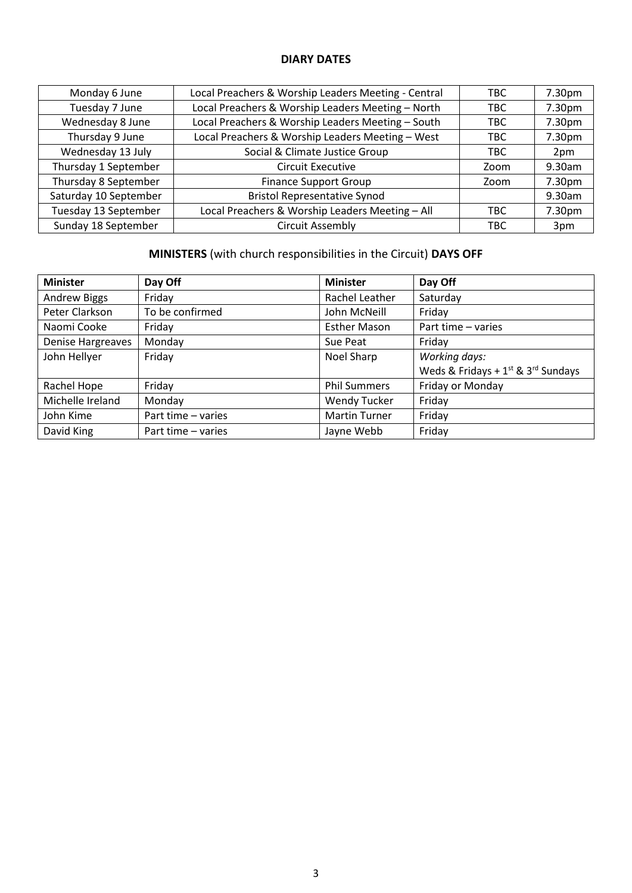## DIARY DATES

| | | | |
|---|---|---|---|
| Monday 6 June | Local Preachers & Worship Leaders Meeting - Central | TBC | 7.30pm |
| Tuesday 7 June | Local Preachers & Worship Leaders Meeting – North | TBC | 7.30pm |
| Wednesday 8 June | Local Preachers & Worship Leaders Meeting – South | TBC | 7.30pm |
| Thursday 9 June | Local Preachers & Worship Leaders Meeting – West | TBC | 7.30pm |
| Wednesday 13 July | Social & Climate Justice Group | TBC | 2pm |
| Thursday 1 September | Circuit Executive | Zoom | 9.30am |
| Thursday 8 September | Finance Support Group | Zoom | 7.30pm |
| Saturday 10 September | Bristol Representative Synod | | 9.30am |
| Tuesday 13 September | Local Preachers & Worship Leaders Meeting – All | TBC | 7.30pm |
| Sunday 18 September | Circuit Assembly | TBC | 3pm |

## MINISTERS (with church responsibilities in the Circuit) DAYS OFF

| Minister | Day Off | Minister | Day Off |
|---|---|---|---|
| Andrew Biggs | Friday | Rachel Leather | Saturday |
| Peter Clarkson | To be confirmed | John McNeill | Friday |
| Naomi Cooke | Friday | Esther Mason | Part time – varies |
| Denise Hargreaves | Monday | Sue Peat | Friday |
| John Hellyer | Friday | Noel Sharp | *Working days:* Weds & Fridays + 1st & 3rd Sundays |
| Rachel Hope | Friday | Phil Summers | Friday or Monday |
| Michelle Ireland | Monday | Wendy Tucker | Friday |
| John Kime | Part time – varies | Martin Turner | Friday |
| David King | Part time – varies | Jayne Webb | Friday |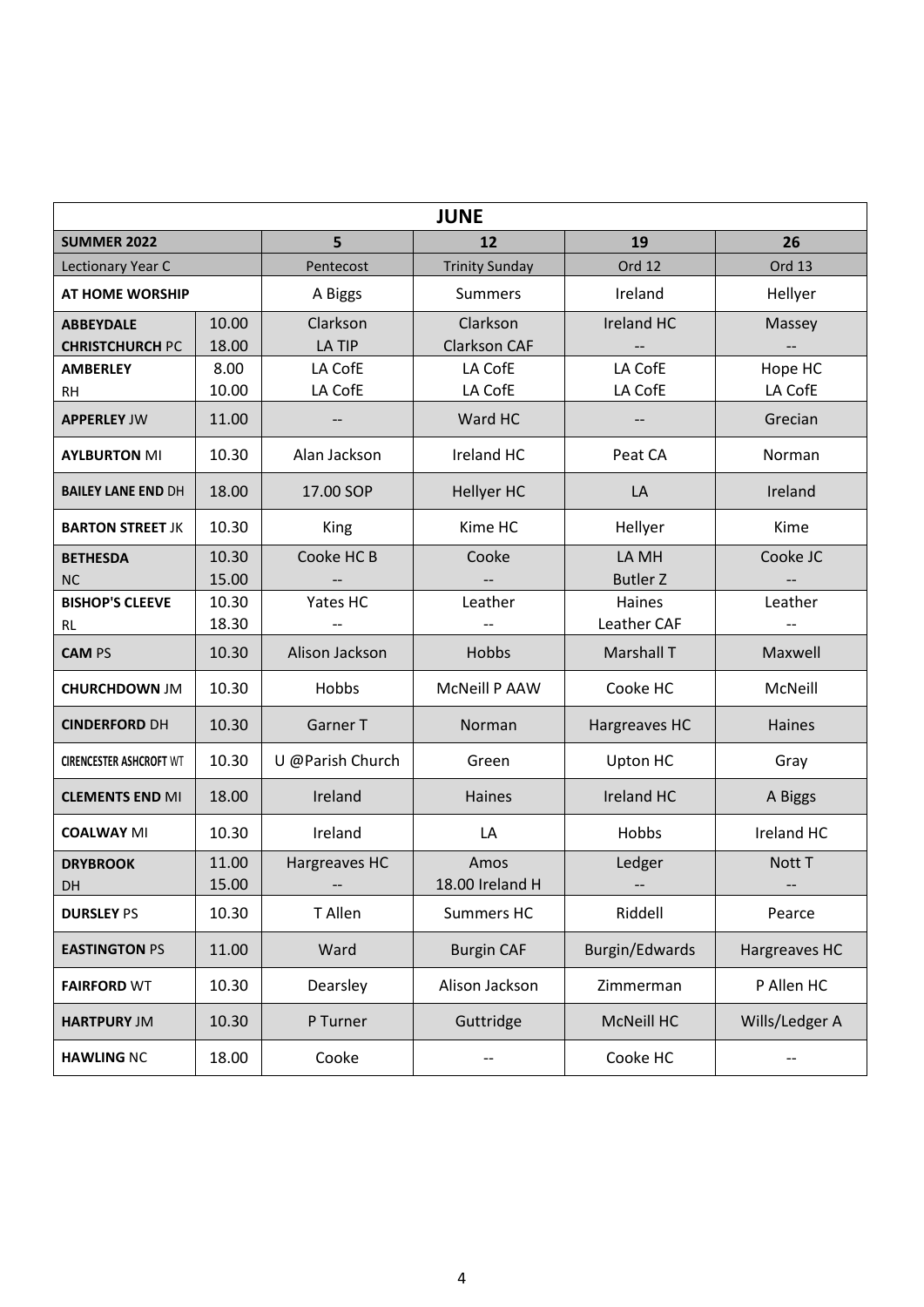| JUNE | | | | | |
|---|---|---|---|---|---|
| **SUMMER 2022** | | **5** | **12** | **19** | **26** |
| Lectionary Year C | | Pentecost | Trinity Sunday | Ord 12 | Ord 13 |
| **AT HOME WORSHIP** | | A Biggs | Summers | Ireland | Hellyer |
| **ABBEYDALE CHRISTCHURCH** PC | 10.00<br>18.00 | Clarkson<br>LA TIP | Clarkson<br>Clarkson CAF | Ireland HC<br>-- | Massey<br>-- |
| **AMBERLEY** RH | 8.00<br>10.00 | LA CofE<br>LA CofE | LA CofE<br>LA CofE | LA CofE<br>LA CofE | Hope HC<br>LA CofE |
| **APPERLEY** JW | 11.00 | -- | Ward HC | -- | Grecian |
| **AYLBURTON** MI | 10.30 | Alan Jackson | Ireland HC | Peat CA | Norman |
| **BAILEY LANE END** DH | 18.00 | 17.00 SOP | Hellyer HC | LA | Ireland |
| **BARTON STREET** JK | 10.30 | King | Kime HC | Hellyer | Kime |
| **BETHESDA** NC | 10.30<br>15.00 | Cooke HC B<br>-- | Cooke<br>-- | LA MH<br>Butler Z | Cooke JC<br>-- |
| **BISHOP'S CLEEVE** RL | 10.30<br>18.30 | Yates HC<br>-- | Leather<br>-- | Haines<br>Leather CAF | Leather<br>-- |
| **CAM** PS | 10.30 | Alison Jackson | Hobbs | Marshall T | Maxwell |
| **CHURCHDOWN** JM | 10.30 | Hobbs | McNeill P AAW | Cooke HC | McNeill |
| **CINDERFORD** DH | 10.30 | Garner T | Norman | Hargreaves HC | Haines |
| **CIRENCESTER ASHCROFT** WT | 10.30 | U @Parish Church | Green | Upton HC | Gray |
| **CLEMENTS END** MI | 18.00 | Ireland | Haines | Ireland HC | A Biggs |
| **COALWAY** MI | 10.30 | Ireland | LA | Hobbs | Ireland HC |
| **DRYBROOK** DH | 11.00<br>15.00 | Hargreaves HC<br>-- | Amos<br>18.00 Ireland H | Ledger<br>-- | Nott T<br>-- |
| **DURSLEY** PS | 10.30 | T Allen | Summers HC | Riddell | Pearce |
| **EASTINGTON** PS | 11.00 | Ward | Burgin CAF | Burgin/Edwards | Hargreaves HC |
| **FAIRFORD** WT | 10.30 | Dearsley | Alison Jackson | Zimmerman | P Allen HC |
| **HARTPURY** JM | 10.30 | P Turner | Guttridge | McNeill HC | Wills/Ledger A |
| **HAWLING** NC | 18.00 | Cooke | -- | Cooke HC | -- |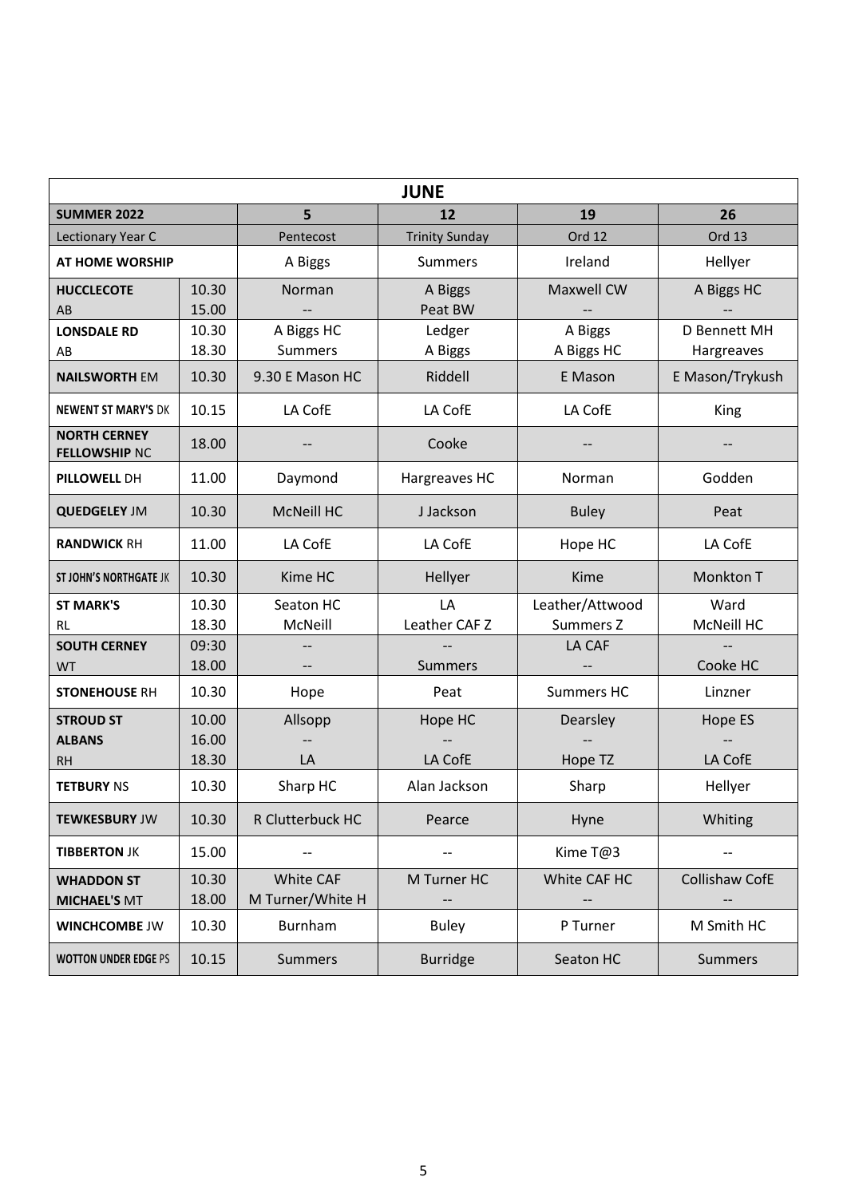| JUNE | | | | | |
|---|---|---|---|---|---|
| **SUMMER 2022** | | **5** | **12** | **19** | **26** |
| Lectionary Year C | | Pentecost | Trinity Sunday | Ord 12 | Ord 13 |
| **AT HOME WORSHIP** | | A Biggs | Summers | Ireland | Hellyer |
| **HUCCLECOTE** AB | 10.30<br>15.00 | Norman<br>-- | A Biggs<br>Peat BW | Maxwell CW<br>-- | A Biggs HC<br>-- |
| **LONSDALE RD** AB | 10.30<br>18.30 | A Biggs HC<br>Summers | Ledger<br>A Biggs | A Biggs<br>A Biggs HC | D Bennett MH<br>Hargreaves |
| **NAILSWORTH** EM | 10.30 | 9.30 E Mason HC | Riddell | E Mason | E Mason/Trykush |
| **NEWENT ST MARY'S** DK | 10.15 | LA CofE | LA CofE | LA CofE | King |
| **NORTH CERNEY FELLOWSHIP** NC | 18.00 | -- | Cooke | -- | -- |
| **PILLOWELL** DH | 11.00 | Daymond | Hargreaves HC | Norman | Godden |
| **QUEDGELEY** JM | 10.30 | McNeill HC | J Jackson | Buley | Peat |
| **RANDWICK** RH | 11.00 | LA CofE | LA CofE | Hope HC | LA CofE |
| **ST JOHN'S NORTHGATE** JK | 10.30 | Kime HC | Hellyer | Kime | Monkton T |
| **ST MARK'S** RL | 10.30<br>18.30 | Seaton HC<br>McNeill | LA<br>Leather CAF Z | Leather/Attwood<br>Summers Z | Ward<br>McNeill HC |
| **SOUTH CERNEY** WT | 09:30<br>18.00 | --<br>-- | --<br>Summers | LA CAF<br>-- | --<br>Cooke HC |
| **STONEHOUSE** RH | 10.30 | Hope | Peat | Summers HC | Linzner |
| **STROUD ST ALBANS** RH | 10.00<br>16.00<br>18.30 | Allsopp<br>--<br>LA | Hope HC<br>--<br>LA CofE | Dearsley<br>--<br>Hope TZ | Hope ES<br>--<br>LA CofE |
| **TETBURY** NS | 10.30 | Sharp HC | Alan Jackson | Sharp | Hellyer |
| **TEWKESBURY** JW | 10.30 | R Clutterbuck HC | Pearce | Hyne | Whiting |
| **TIBBERTON** JK | 15.00 | -- | -- | Kime T@3 | -- |
| **WHADDON ST MICHAEL'S** MT | 10.30<br>18.00 | White CAF<br>M Turner/White H | M Turner HC<br>-- | White CAF HC<br>-- | Collishaw CofE<br>-- |
| **WINCHCOMBE** JW | 10.30 | Burnham | Buley | P Turner | M Smith HC |
| **WOTTON UNDER EDGE** PS | 10.15 | Summers | Burridge | Seaton HC | Summers |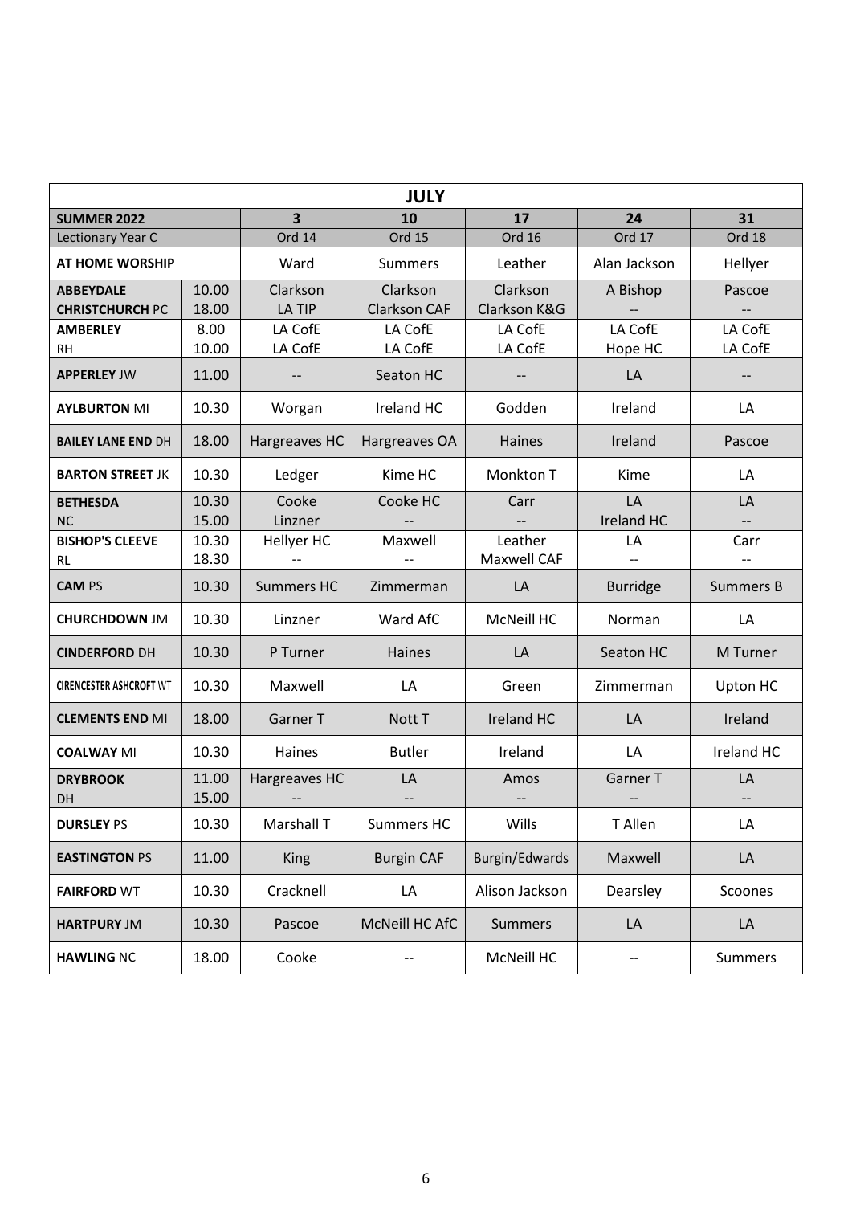| JULY | | | | | | |
|---|---|---|---|---|---|---|
| **SUMMER 2022** | | **3** | **10** | **17** | **24** | **31** |
| Lectionary Year C | | Ord 14 | Ord 15 | Ord 16 | Ord 17 | Ord 18 |
| **AT HOME WORSHIP** | | Ward | Summers | Leather | Alan Jackson | Hellyer |
| **ABBEYDALE** | 10.00 | Clarkson | Clarkson | Clarkson | A Bishop | Pascoe |
| **CHRISTCHURCH** PC | 18.00 | LA TIP | Clarkson CAF | Clarkson K&G | -- | -- |
| **AMBERLEY** | 8.00 | LA CofE | LA CofE | LA CofE | LA CofE | LA CofE |
| RH | 10.00 | LA CofE | LA CofE | LA CofE | Hope HC | LA CofE |
| **APPERLEY** JW | 11.00 | -- | Seaton HC | -- | LA | -- |
| **AYLBURTON** MI | 10.30 | Worgan | Ireland HC | Godden | Ireland | LA |
| **BAILEY LANE END** DH | 18.00 | Hargreaves HC | Hargreaves OA | Haines | Ireland | Pascoe |
| **BARTON STREET** JK | 10.30 | Ledger | Kime HC | Monkton T | Kime | LA |
| **BETHESDA** | 10.30 | Cooke | Cooke HC | Carr | LA | LA |
| NC | 15.00 | Linzner | -- | -- | Ireland HC | -- |
| **BISHOP'S CLEEVE** | 10.30 | Hellyer HC | Maxwell | Leather | LA | Carr |
| RL | 18.30 | -- | -- | Maxwell CAF | -- | -- |
| **CAM** PS | 10.30 | Summers HC | Zimmerman | LA | Burridge | Summers B |
| **CHURCHDOWN** JM | 10.30 | Linzner | Ward AfC | McNeill HC | Norman | LA |
| **CINDERFORD** DH | 10.30 | P Turner | Haines | LA | Seaton HC | M Turner |
| **CIRENCESTER ASHCROFT** WT | 10.30 | Maxwell | LA | Green | Zimmerman | Upton HC |
| **CLEMENTS END** MI | 18.00 | Garner T | Nott T | Ireland HC | LA | Ireland |
| **COALWAY** MI | 10.30 | Haines | Butler | Ireland | LA | Ireland HC |
| **DRYBROOK** | 11.00 | Hargreaves HC | LA | Amos | Garner T | LA |
| DH | 15.00 | -- | -- | -- | -- | -- |
| **DURSLEY** PS | 10.30 | Marshall T | Summers HC | Wills | T Allen | LA |
| **EASTINGTON** PS | 11.00 | King | Burgin CAF | Burgin/Edwards | Maxwell | LA |
| **FAIRFORD** WT | 10.30 | Cracknell | LA | Alison Jackson | Dearsley | Scoones |
| **HARTPURY** JM | 10.30 | Pascoe | McNeill HC AfC | Summers | LA | LA |
| **HAWLING** NC | 18.00 | Cooke | -- | McNeill HC | -- | Summers |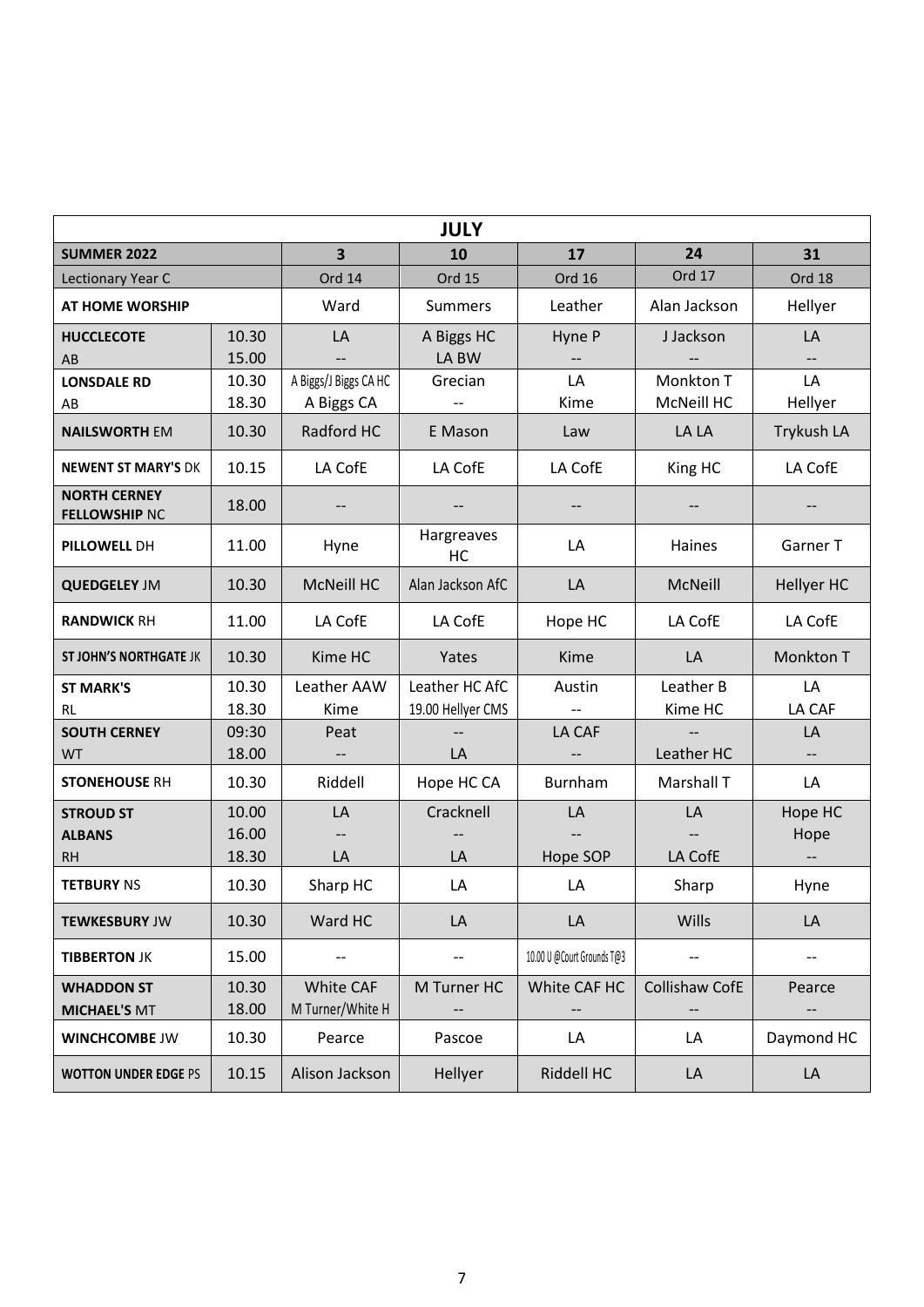| JULY | | | | | | |
|---|---|---|---|---|---|---|
| **SUMMER 2022** | | **3** | **10** | **17** | **24** | **31** |
| Lectionary Year C | | Ord 14 | Ord 15 | Ord 16 | Ord 17 | Ord 18 |
| **AT HOME WORSHIP** | | Ward | Summers | Leather | Alan Jackson | Hellyer |
| **HUCCLECOTE** AB | 10.30<br>15.00 | LA<br>-- | A Biggs HC<br>LA BW | Hyne P<br>-- | J Jackson<br>-- | LA<br>-- |
| **LONSDALE RD** AB | 10.30<br>18.30 | A Biggs/J Biggs CA HC<br>A Biggs CA | Grecian<br>-- | LA<br>Kime | Monkton T<br>McNeill HC | LA<br>Hellyer |
| **NAILSWORTH** EM | 10.30 | Radford HC | E Mason | Law | LA LA | Trykush LA |
| **NEWENT ST MARY'S** DK | 10.15 | LA CofE | LA CofE | LA CofE | King HC | LA CofE |
| **NORTH CERNEY FELLOWSHIP** NC | 18.00 | -- | -- | -- | -- | -- |
| **PILLOWELL** DH | 11.00 | Hyne | Hargreaves HC | LA | Haines | Garner T |
| **QUEDGELEY** JM | 10.30 | McNeill HC | Alan Jackson AfC | LA | McNeill | Hellyer HC |
| **RANDWICK** RH | 11.00 | LA CofE | LA CofE | Hope HC | LA CofE | LA CofE |
| **ST JOHN'S NORTHGATE** JK | 10.30 | Kime HC | Yates | Kime | LA | Monkton T |
| **ST MARK'S** RL | 10.30<br>18.30 | Leather AAW<br>Kime | Leather HC AfC<br>19.00 Hellyer CMS | Austin<br>-- | Leather B<br>Kime HC | LA<br>LA CAF |
| **SOUTH CERNEY** WT | 09:30<br>18.00 | Peat<br>-- | --<br>LA | LA CAF<br>-- | --<br>Leather HC | LA<br>-- |
| **STONEHOUSE** RH | 10.30 | Riddell | Hope HC CA | Burnham | Marshall T | LA |
| **STROUD ST ALBANS** RH | 10.00<br>16.00<br>18.30 | LA<br>--<br>LA | Cracknell<br>--<br>LA | LA<br>--<br>Hope SOP | LA<br>--<br>LA CofE | Hope HC<br>Hope<br>-- |
| **TETBURY** NS | 10.30 | Sharp HC | LA | LA | Sharp | Hyne |
| **TEWKESBURY** JW | 10.30 | Ward HC | LA | LA | Wills | LA |
| **TIBBERTON** JK | 15.00 | -- | -- | 10.00 U @Court Grounds T@3 | -- | -- |
| **WHADDON ST MICHAEL'S** MT | 10.30<br>18.00 | White CAF<br>M Turner/White H | M Turner HC<br>-- | White CAF HC<br>-- | Collishaw CofE<br>-- | Pearce<br>-- |
| **WINCHCOMBE** JW | 10.30 | Pearce | Pascoe | LA | LA | Daymond HC |
| **WOTTON UNDER EDGE** PS | 10.15 | Alison Jackson | Hellyer | Riddell HC | LA | LA |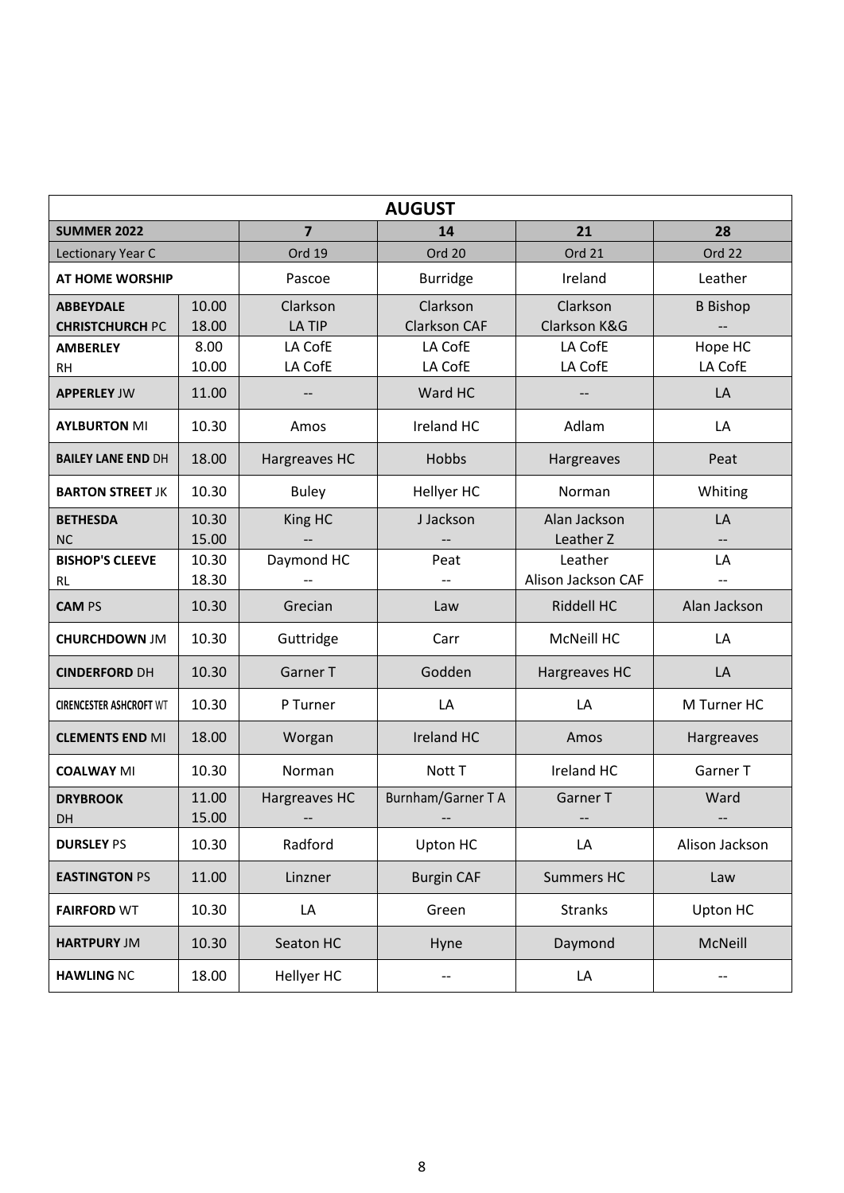| AUGUST | | | | | |
|---|---|---|---|---|---|
| **SUMMER 2022** | | **7** | **14** | **21** | **28** |
| Lectionary Year C | | Ord 19 | Ord 20 | Ord 21 | Ord 22 |
| **AT HOME WORSHIP** | | Pascoe | Burridge | Ireland | Leather |
| **ABBEYDALE** | 10.00 | Clarkson | Clarkson | Clarkson | B Bishop |
| **CHRISTCHURCH** PC | 18.00 | LA TIP | Clarkson CAF | Clarkson K&G | -- |
| **AMBERLEY** | 8.00 | LA CofE | LA CofE | LA CofE | Hope HC |
| RH | 10.00 | LA CofE | LA CofE | LA CofE | LA CofE |
| **APPERLEY** JW | 11.00 | -- | Ward HC | -- | LA |
| **AYLBURTON** MI | 10.30 | Amos | Ireland HC | Adlam | LA |
| **BAILEY LANE END** DH | 18.00 | Hargreaves HC | Hobbs | Hargreaves | Peat |
| **BARTON STREET** JK | 10.30 | Buley | Hellyer HC | Norman | Whiting |
| **BETHESDA** | 10.30 | King HC | J Jackson | Alan Jackson | LA |
| NC | 15.00 | -- | -- | Leather Z | -- |
| **BISHOP'S CLEEVE** | 10.30 | Daymond HC | Peat | Leather | LA |
| RL | 18.30 | -- | -- | Alison Jackson CAF | -- |
| **CAM** PS | 10.30 | Grecian | Law | Riddell HC | Alan Jackson |
| **CHURCHDOWN** JM | 10.30 | Guttridge | Carr | McNeill HC | LA |
| **CINDERFORD** DH | 10.30 | Garner T | Godden | Hargreaves HC | LA |
| **CIRENCESTER ASHCROFT** WT | 10.30 | P Turner | LA | LA | M Turner HC |
| **CLEMENTS END** MI | 18.00 | Worgan | Ireland HC | Amos | Hargreaves |
| **COALWAY** MI | 10.30 | Norman | Nott T | Ireland HC | Garner T |
| **DRYBROOK** | 11.00 | Hargreaves HC | Burnham/Garner T A | Garner T | Ward |
| DH | 15.00 | -- | -- | -- | -- |
| **DURSLEY** PS | 10.30 | Radford | Upton HC | LA | Alison Jackson |
| **EASTINGTON** PS | 11.00 | Linzner | Burgin CAF | Summers HC | Law |
| **FAIRFORD** WT | 10.30 | LA | Green | Stranks | Upton HC |
| **HARTPURY** JM | 10.30 | Seaton HC | Hyne | Daymond | McNeill |
| **HAWLING** NC | 18.00 | Hellyer HC | -- | LA | -- |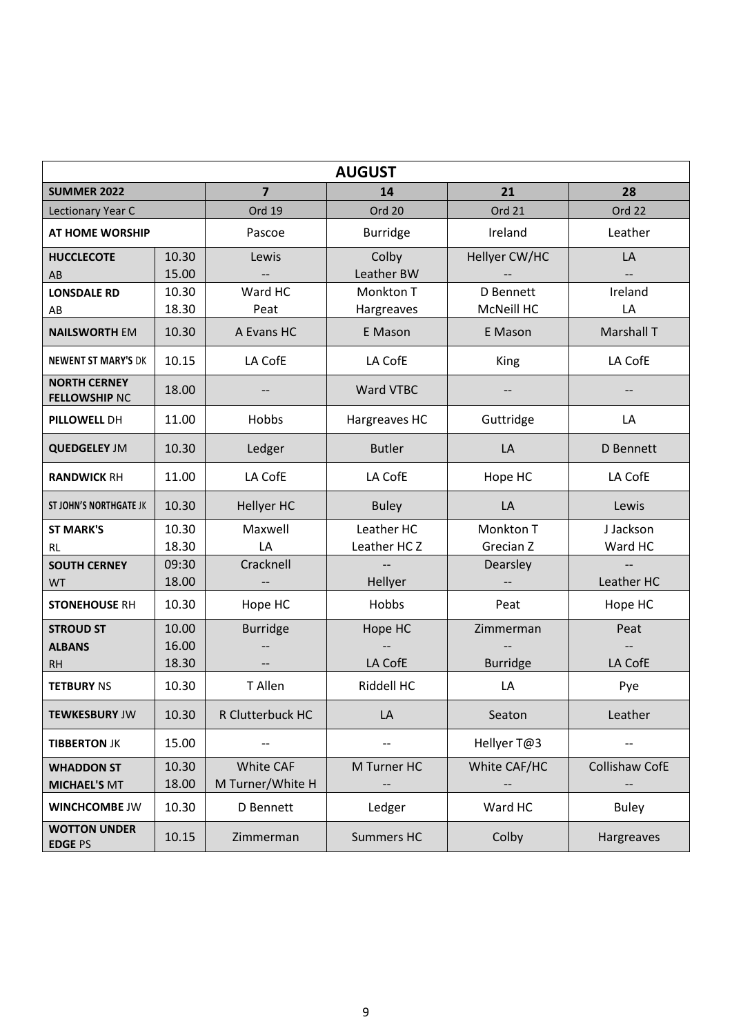| AUGUST | | | | | |
|---|---|---|---|---|---|
| **SUMMER 2022** | | **7** | **14** | **21** | **28** |
| Lectionary Year C | | Ord 19 | Ord 20 | Ord 21 | Ord 22 |
| **AT HOME WORSHIP** | | Pascoe | Burridge | Ireland | Leather |
| **HUCCLECOTE** AB | 10.30<br>15.00 | Lewis<br>-- | Colby<br>Leather BW | Hellyer CW/HC<br>-- | LA<br>-- |
| **LONSDALE RD** AB | 10.30<br>18.30 | Ward HC<br>Peat | Monkton T<br>Hargreaves | D Bennett<br>McNeill HC | Ireland<br>LA |
| **NAILSWORTH** EM | 10.30 | A Evans HC | E Mason | E Mason | Marshall T |
| **NEWENT ST MARY'S** DK | 10.15 | LA CofE | LA CofE | King | LA CofE |
| **NORTH CERNEY FELLOWSHIP** NC | 18.00 | -- | Ward VTBC | -- | -- |
| **PILLOWELL** DH | 11.00 | Hobbs | Hargreaves HC | Guttridge | LA |
| **QUEDGELEY** JM | 10.30 | Ledger | Butler | LA | D Bennett |
| **RANDWICK** RH | 11.00 | LA CofE | LA CofE | Hope HC | LA CofE |
| **ST JOHN'S NORTHGATE** JK | 10.30 | Hellyer HC | Buley | LA | Lewis |
| **ST MARK'S** RL | 10.30<br>18.30 | Maxwell<br>LA | Leather HC<br>Leather HC Z | Monkton T<br>Grecian Z | J Jackson<br>Ward HC |
| **SOUTH CERNEY** WT | 09:30<br>18.00 | Cracknell<br>-- | --<br>Hellyer | Dearsley<br>-- | --<br>Leather HC |
| **STONEHOUSE** RH | 10.30 | Hope HC | Hobbs | Peat | Hope HC |
| **STROUD ST ALBANS** RH | 10.00<br>16.00<br>18.30 | Burridge<br>--<br>-- | Hope HC<br>--<br>LA CofE | Zimmerman<br>--<br>Burridge | Peat<br>--<br>LA CofE |
| **TETBURY** NS | 10.30 | T Allen | Riddell HC | LA | Pye |
| **TEWKESBURY** JW | 10.30 | R Clutterbuck HC | LA | Seaton | Leather |
| **TIBBERTON** JK | 15.00 | -- | -- | Hellyer T@3 | -- |
| **WHADDON ST MICHAEL'S** MT | 10.30<br>18.00 | White CAF<br>M Turner/White H | M Turner HC<br>-- | White CAF/HC<br>-- | Collishaw CofE<br>-- |
| **WINCHCOMBE** JW | 10.30 | D Bennett | Ledger | Ward HC | Buley |
| **WOTTON UNDER EDGE** PS | 10.15 | Zimmerman | Summers HC | Colby | Hargreaves |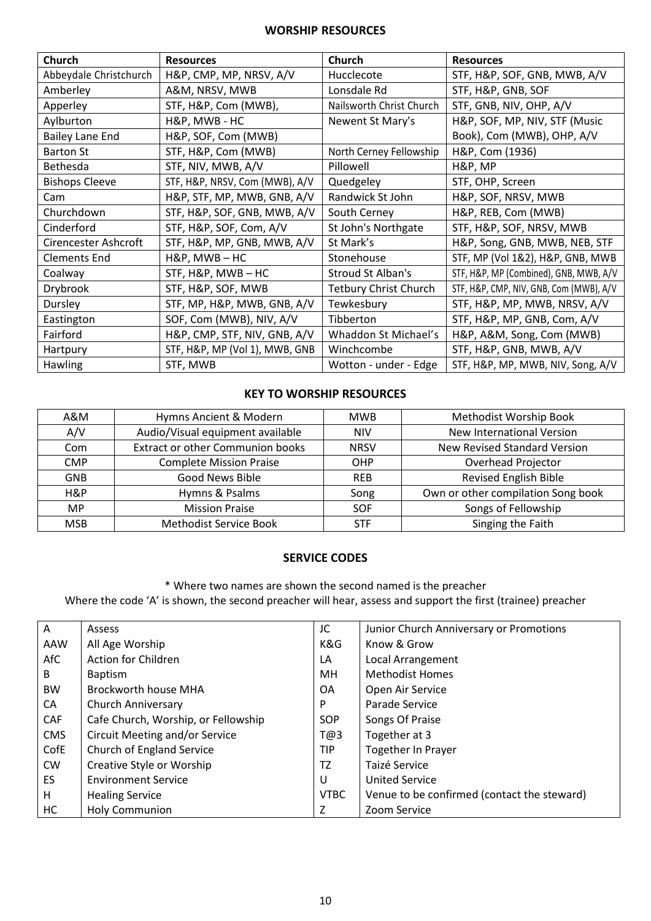## WORSHIP RESOURCES

| Church | Resources | Church | Resources |
|---|---|---|---|
| Abbeydale Christchurch | H&P, CMP, MP, NRSV, A/V | Hucclecote | STF, H&P, SOF, GNB, MWB, A/V |
| Amberley | A&M, NRSV, MWB | Lonsdale Rd | STF, H&P, GNB, SOF |
| Apperley | STF, H&P, Com (MWB), | Nailsworth Christ Church | STF, GNB, NIV, OHP, A/V |
| Aylburton | H&P, MWB - HC | Newent St Mary's | H&P, SOF, MP, NIV, STF (Music Book), Com (MWB), OHP, A/V |
| Bailey Lane End | H&P, SOF, Com (MWB) | | |
| Barton St | STF, H&P, Com (MWB) | North Cerney Fellowship | H&P, Com (1936) |
| Bethesda | STF, NIV, MWB, A/V | Pillowell | H&P, MP |
| Bishops Cleeve | STF, H&P, NRSV, Com (MWB), A/V | Quedgeley | STF, OHP, Screen |
| Cam | H&P, STF, MP, MWB, GNB, A/V | Randwick St John | H&P, SOF, NRSV, MWB |
| Churchdown | STF, H&P, SOF, GNB, MWB, A/V | South Cerney | H&P, REB, Com (MWB) |
| Cinderford | STF, H&P, SOF, Com, A/V | St John's Northgate | STF, H&P, SOF, NRSV, MWB |
| Cirencester Ashcroft | STF, H&P, MP, GNB, MWB, A/V | St Mark's | H&P, Song, GNB, MWB, NEB, STF |
| Clements End | H&P, MWB – HC | Stonehouse | STF, MP (Vol 1&2), H&P, GNB, MWB |
| Coalway | STF, H&P, MWB – HC | Stroud St Alban's | STF, H&P, MP (Combined), GNB, MWB, A/V |
| Drybrook | STF, H&P, SOF, MWB | Tetbury Christ Church | STF, H&P, CMP, NIV, GNB, Com (MWB), A/V |
| Dursley | STF, MP, H&P, MWB, GNB, A/V | Tewkesbury | STF, H&P, MP, MWB, NRSV, A/V |
| Eastington | SOF, Com (MWB), NIV, A/V | Tibberton | STF, H&P, MP, GNB, Com, A/V |
| Fairford | H&P, CMP, STF, NIV, GNB, A/V | Whaddon St Michael's | H&P, A&M, Song, Com (MWB) |
| Hartpury | STF, H&P, MP (Vol 1), MWB, GNB | Winchcombe | STF, H&P, GNB, MWB, A/V |
| Hawling | STF, MWB | Wotton - under - Edge | STF, H&P, MP, MWB, NIV, Song, A/V |

## KEY TO WORSHIP RESOURCES

| | | | |
|---|---|---|---|
| A&M | Hymns Ancient & Modern | MWB | Methodist Worship Book |
| A/V | Audio/Visual equipment available | NIV | New International Version |
| Com | Extract or other Communion books | NRSV | New Revised Standard Version |
| CMP | Complete Mission Praise | OHP | Overhead Projector |
| GNB | Good News Bible | REB | Revised English Bible |
| H&P | Hymns & Psalms | Song | Own or other compilation Song book |
| MP | Mission Praise | SOF | Songs of Fellowship |
| MSB | Methodist Service Book | STF | Singing the Faith |

## SERVICE CODES

\* Where two names are shown the second named is the preacher
Where the code 'A' is shown, the second preacher will hear, assess and support the first (trainee) preacher

| | | | |
|---|---|---|---|
| A | Assess | JC | Junior Church Anniversary or Promotions |
| AAW | All Age Worship | K&G | Know & Grow |
| AfC | Action for Children | LA | Local Arrangement |
| B | Baptism | MH | Methodist Homes |
| BW | Brockworth house MHA | OA | Open Air Service |
| CA | Church Anniversary | P | Parade Service |
| CAF | Cafe Church, Worship, or Fellowship | SOP | Songs Of Praise |
| CMS | Circuit Meeting and/or Service | T@3 | Together at 3 |
| CofE | Church of England Service | TIP | Together In Prayer |
| CW | Creative Style or Worship | TZ | Taizé Service |
| ES | Environment Service | U | United Service |
| H | Healing Service | VTBC | Venue to be confirmed (contact the steward) |
| HC | Holy Communion | Z | Zoom Service |